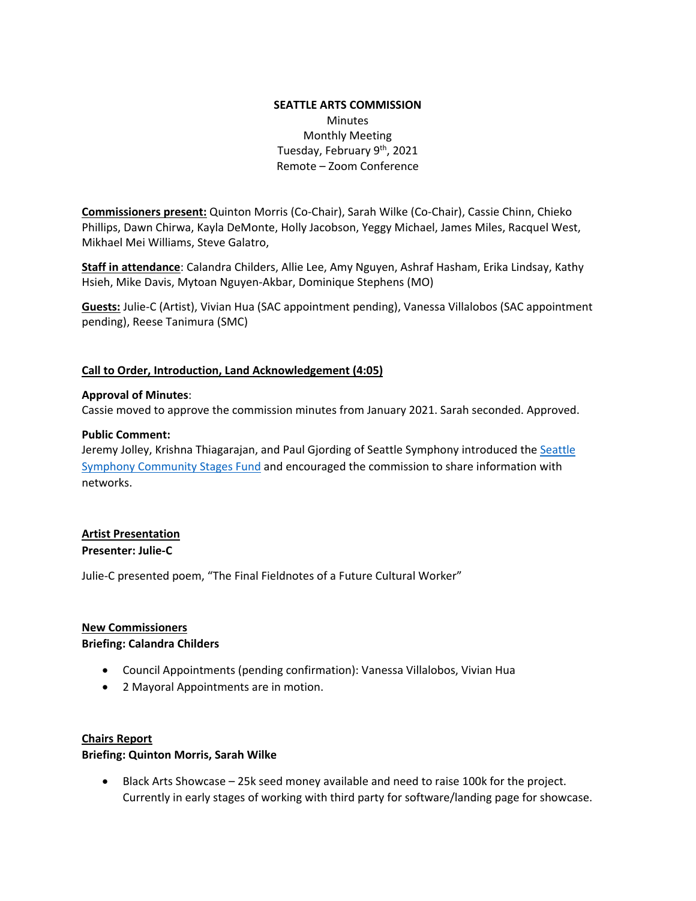**SEATTLE ARTS COMMISSION**

Minutes
Monthly Meeting
Tuesday, February 9th, 2021
Remote – Zoom Conference

**Commissioners present:** Quinton Morris (Co-Chair), Sarah Wilke (Co-Chair), Cassie Chinn, Chieko Phillips, Dawn Chirwa, Kayla DeMonte, Holly Jacobson, Yeggy Michael, James Miles, Racquel West, Mikhael Mei Williams, Steve Galatro,

**Staff in attendance**: Calandra Childers, Allie Lee, Amy Nguyen, Ashraf Hasham, Erika Lindsay, Kathy Hsieh, Mike Davis, Mytoan Nguyen-Akbar, Dominique Stephens (MO)

**Guests:** Julie-C (Artist), Vivian Hua (SAC appointment pending), Vanessa Villalobos (SAC appointment pending), Reese Tanimura (SMC)

**Call to Order, Introduction, Land Acknowledgement (4:05)**

**Approval of Minutes**:
Cassie moved to approve the commission minutes from January 2021. Sarah seconded. Approved.

**Public Comment:**
Jeremy Jolley, Krishna Thiagarajan, and Paul Gjording of Seattle Symphony introduced the Seattle Symphony Community Stages Fund and encouraged the commission to share information with networks.

**Artist Presentation**
**Presenter: Julie-C**

Julie-C presented poem, "The Final Fieldnotes of a Future Cultural Worker"

**New Commissioners**
**Briefing: Calandra Childers**

- Council Appointments (pending confirmation): Vanessa Villalobos, Vivian Hua
- 2 Mayoral Appointments are in motion.

**Chairs Report**
**Briefing: Quinton Morris, Sarah Wilke**

- Black Arts Showcase – 25k seed money available and need to raise 100k for the project. Currently in early stages of working with third party for software/landing page for showcase.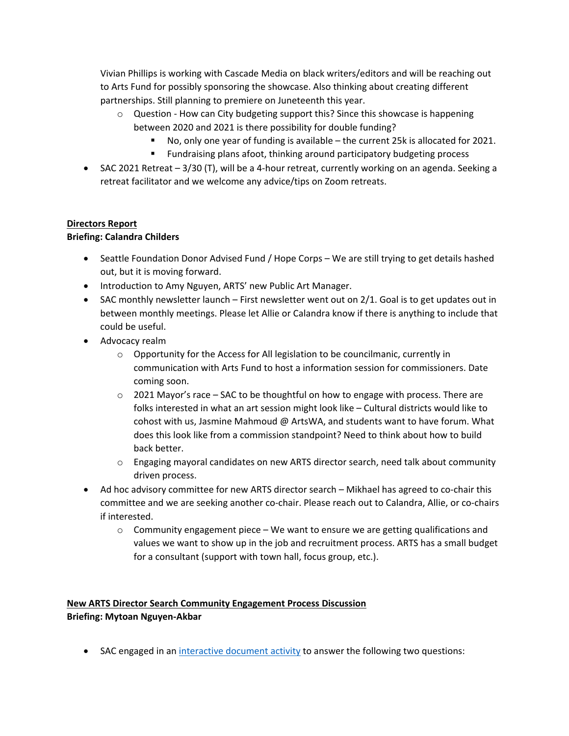Vivian Phillips is working with Cascade Media on black writers/editors and will be reaching out to Arts Fund for possibly sponsoring the showcase. Also thinking about creating different partnerships. Still planning to premiere on Juneteenth this year.

- Question - How can City budgeting support this? Since this showcase is happening between 2020 and 2021 is there possibility for double funding?
  - No, only one year of funding is available – the current 25k is allocated for 2021.
  - Fundraising plans afoot, thinking around participatory budgeting process

- SAC 2021 Retreat – 3/30 (T), will be a 4-hour retreat, currently working on an agenda. Seeking a retreat facilitator and we welcome any advice/tips on Zoom retreats.

**Directors Report**

**Briefing: Calandra Childers**

- Seattle Foundation Donor Advised Fund / Hope Corps – We are still trying to get details hashed out, but it is moving forward.
- Introduction to Amy Nguyen, ARTS' new Public Art Manager.
- SAC monthly newsletter launch – First newsletter went out on 2/1. Goal is to get updates out in between monthly meetings. Please let Allie or Calandra know if there is anything to include that could be useful.
- Advocacy realm
  - Opportunity for the Access for All legislation to be councilmanic, currently in communication with Arts Fund to host a information session for commissioners. Date coming soon.
  - 2021 Mayor's race – SAC to be thoughtful on how to engage with process. There are folks interested in what an art session might look like – Cultural districts would like to cohost with us, Jasmine Mahmoud @ ArtsWA, and students want to have forum. What does this look like from a commission standpoint? Need to think about how to build back better.
  - Engaging mayoral candidates on new ARTS director search, need talk about community driven process.
- Ad hoc advisory committee for new ARTS director search – Mikhael has agreed to co-chair this committee and we are seeking another co-chair. Please reach out to Calandra, Allie, or co-chairs if interested.
  - Community engagement piece – We want to ensure we are getting qualifications and values we want to show up in the job and recruitment process. ARTS has a small budget for a consultant (support with town hall, focus group, etc.).

**New ARTS Director Search Community Engagement Process Discussion**

**Briefing: Mytoan Nguyen-Akbar**

- SAC engaged in an interactive document activity to answer the following two questions: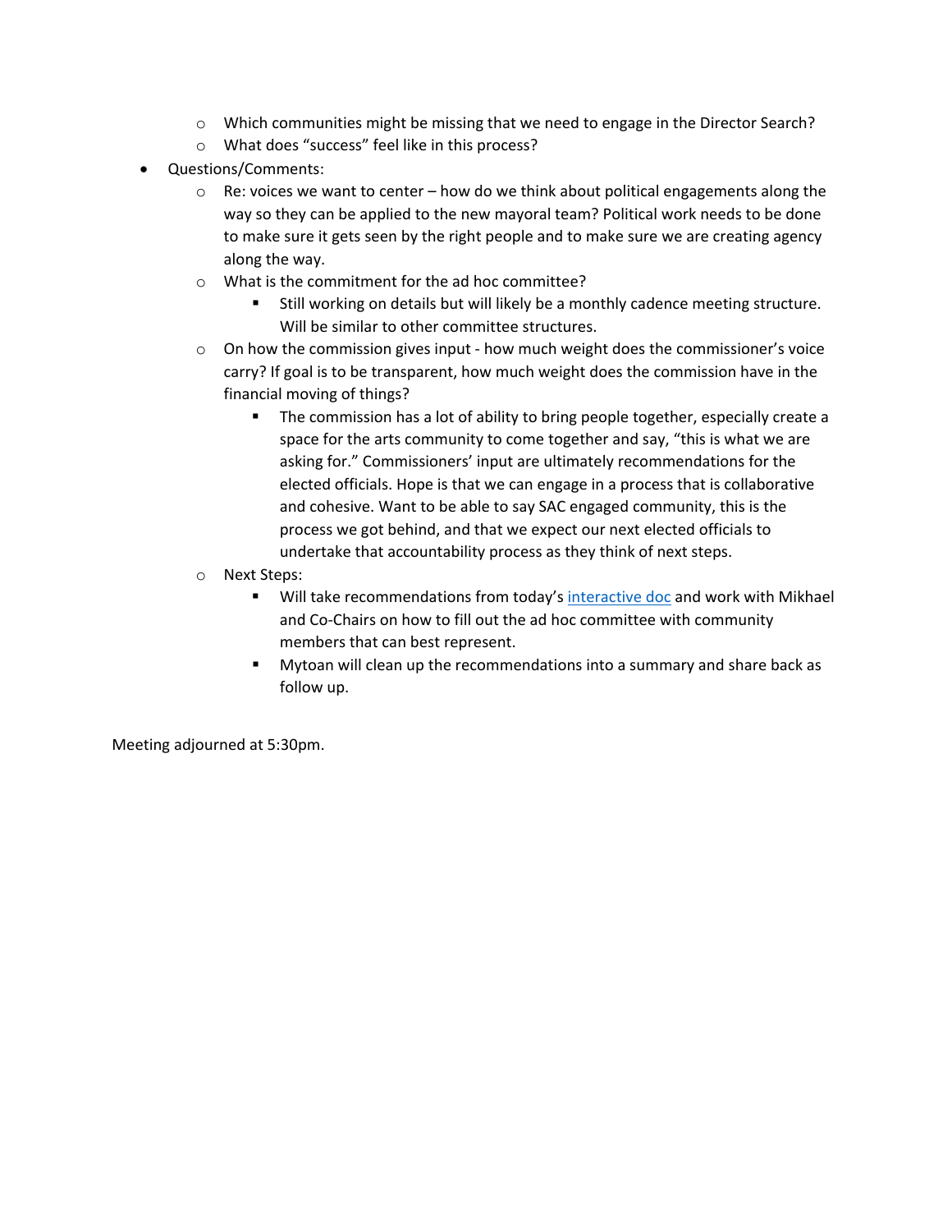- Which communities might be missing that we need to engage in the Director Search?
    - What does “success” feel like in this process?
- Questions/Comments:
    - Re: voices we want to center – how do we think about political engagements along the way so they can be applied to the new mayoral team? Political work needs to be done to make sure it gets seen by the right people and to make sure we are creating agency along the way.
    - What is the commitment for the ad hoc committee?
        - Still working on details but will likely be a monthly cadence meeting structure. Will be similar to other committee structures.
    - On how the commission gives input - how much weight does the commissioner’s voice carry? If goal is to be transparent, how much weight does the commission have in the financial moving of things?
        - The commission has a lot of ability to bring people together, especially create a space for the arts community to come together and say, “this is what we are asking for.” Commissioners’ input are ultimately recommendations for the elected officials. Hope is that we can engage in a process that is collaborative and cohesive. Want to be able to say SAC engaged community, this is the process we got behind, and that we expect our next elected officials to undertake that accountability process as they think of next steps.
    - Next Steps:
        - Will take recommendations from today’s interactive doc and work with Mikhael and Co-Chairs on how to fill out the ad hoc committee with community members that can best represent.
        - Mytoan will clean up the recommendations into a summary and share back as follow up.

Meeting adjourned at 5:30pm.